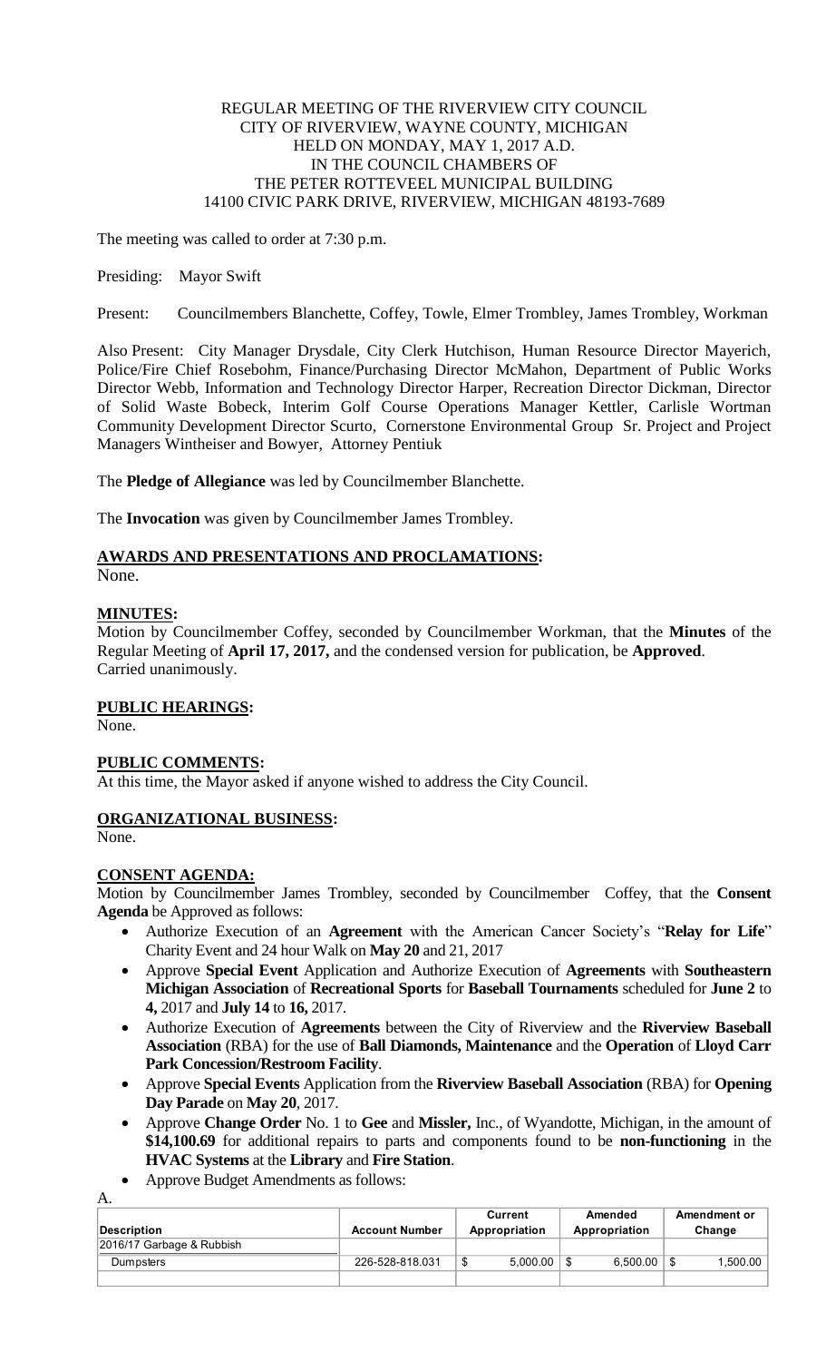REGULAR MEETING OF THE RIVERVIEW CITY COUNCIL
CITY OF RIVERVIEW, WAYNE COUNTY, MICHIGAN
HELD ON MONDAY, MAY 1, 2017 A.D.
IN THE COUNCIL CHAMBERS OF
THE PETER ROTTEVEEL MUNICIPAL BUILDING
14100 CIVIC PARK DRIVE, RIVERVIEW, MICHIGAN 48193-7689

The meeting was called to order at 7:30 p.m.

Presiding: Mayor Swift

Present: Councilmembers Blanchette, Coffey, Towle, Elmer Trombley, James Trombley, Workman

Also Present: City Manager Drysdale, City Clerk Hutchison, Human Resource Director Mayerich, Police/Fire Chief Rosebohm, Finance/Purchasing Director McMahon, Department of Public Works Director Webb, Information and Technology Director Harper, Recreation Director Dickman, Director of Solid Waste Bobeck, Interim Golf Course Operations Manager Kettler, Carlisle Wortman Community Development Director Scurto, Cornerstone Environmental Group Sr. Project and Project Managers Wintheiser and Bowyer, Attorney Pentiuk

The **Pledge of Allegiance** was led by Councilmember Blanchette.

The **Invocation** was given by Councilmember James Trombley.

**AWARDS AND PRESENTATIONS AND PROCLAMATIONS:**
None.

**MINUTES:**
Motion by Councilmember Coffey, seconded by Councilmember Workman, that the **Minutes** of the Regular Meeting of **April 17, 2017,** and the condensed version for publication, be **Approved**.
Carried unanimously.

**PUBLIC HEARINGS:**
None.

**PUBLIC COMMENTS:**
At this time, the Mayor asked if anyone wished to address the City Council.

**ORGANIZATIONAL BUSINESS:**
None.

**CONSENT AGENDA:**
Motion by Councilmember James Trombley, seconded by Councilmember Coffey, that the **Consent Agenda** be Approved as follows:

- Authorize Execution of an **Agreement** with the American Cancer Society's "**Relay for Life**" Charity Event and 24 hour Walk on **May 20** and 21, 2017
- Approve **Special Event** Application and Authorize Execution of **Agreements** with **Southeastern Michigan Association** of **Recreational Sports** for **Baseball Tournaments** scheduled for **June 2** to **4,** 2017 and **July 14** to **16,** 2017.
- Authorize Execution of **Agreements** between the City of Riverview and the **Riverview Baseball Association** (RBA) for the use of **Ball Diamonds, Maintenance** and the **Operation** of **Lloyd Carr Park Concession/Restroom Facility**.
- Approve **Special Events** Application from the **Riverview Baseball Association** (RBA) for **Opening Day Parade** on **May 20**, 2017.
- Approve **Change Order** No. 1 to **Gee** and **Missler,** Inc., of Wyandotte, Michigan, in the amount of **$14,100.69** for additional repairs to parts and components found to be **non-functioning** in the **HVAC Systems** at the **Library** and **Fire Station**.
- Approve Budget Amendments as follows:

A.

| Description | Account Number | Current Appropriation | Amended Appropriation | Amendment or Change |
|---|---|---|---|---|
| 2016/17 Garbage & Rubbish | | | | |
| Dumpsters | 226-528-818.031 | $ 5,000.00 | $ 6,500.00 | $ 1,500.00 |
| | | | | |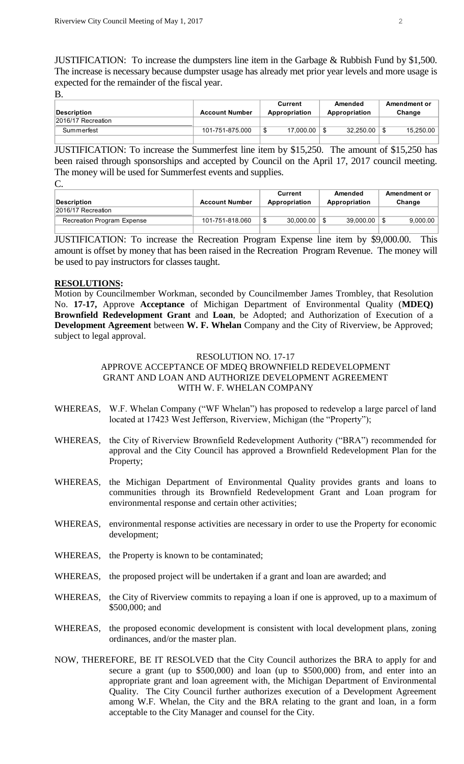JUSTIFICATION: To increase the dumpsters line item in the Garbage & Rubbish Fund by $1,500. The increase is necessary because dumpster usage has already met prior year levels and more usage is expected for the remainder of the fiscal year.

B.

| Description | Account Number | Current Appropriation | Amended Appropriation | Amendment or Change |
|---|---|---|---|---|
| 2016/17 Recreation | | | | |
| Summerfest | 101-751-875.000 | $ 17,000.00 | $ 32,250.00 | $ 15,250.00 |

JUSTIFICATION: To increase the Summerfest line item by $15,250. The amount of $15,250 has been raised through sponsorships and accepted by Council on the April 17, 2017 council meeting. The money will be used for Summerfest events and supplies.

C.

| Description | Account Number | Current Appropriation | Amended Appropriation | Amendment or Change |
|---|---|---|---|---|
| 2016/17 Recreation | | | | |
| Recreation Program Expense | 101-751-818.060 | $ 30,000.00 | $ 39,000.00 | $ 9,000.00 |

JUSTIFICATION: To increase the Recreation Program Expense line item by $9,000.00. This amount is offset by money that has been raised in the Recreation Program Revenue. The money will be used to pay instructors for classes taught.

**RESOLUTIONS:**

Motion by Councilmember Workman, seconded by Councilmember James Trombley, that Resolution No. **17-17,** Approve **Acceptance** of Michigan Department of Environmental Quality (**MDEQ) Brownfield Redevelopment Grant** and **Loan**, be Adopted; and Authorization of Execution of a **Development Agreement** between **W. F. Whelan** Company and the City of Riverview, be Approved; subject to legal approval.

RESOLUTION NO. 17-17
APPROVE ACCEPTANCE OF MDEQ BROWNFIELD REDEVELOPMENT GRANT AND LOAN AND AUTHORIZE DEVELOPMENT AGREEMENT WITH W. F. WHELAN COMPANY

WHEREAS, W.F. Whelan Company ("WF Whelan") has proposed to redevelop a large parcel of land located at 17423 West Jefferson, Riverview, Michigan (the "Property");

WHEREAS, the City of Riverview Brownfield Redevelopment Authority ("BRA") recommended for approval and the City Council has approved a Brownfield Redevelopment Plan for the Property;

WHEREAS, the Michigan Department of Environmental Quality provides grants and loans to communities through its Brownfield Redevelopment Grant and Loan program for environmental response and certain other activities;

WHEREAS, environmental response activities are necessary in order to use the Property for economic development;

WHEREAS, the Property is known to be contaminated;

WHEREAS, the proposed project will be undertaken if a grant and loan are awarded; and

WHEREAS, the City of Riverview commits to repaying a loan if one is approved, up to a maximum of $500,000; and

WHEREAS, the proposed economic development is consistent with local development plans, zoning ordinances, and/or the master plan.

NOW, THEREFORE, BE IT RESOLVED that the City Council authorizes the BRA to apply for and secure a grant (up to $500,000) and loan (up to $500,000) from, and enter into an appropriate grant and loan agreement with, the Michigan Department of Environmental Quality. The City Council further authorizes execution of a Development Agreement among W.F. Whelan, the City and the BRA relating to the grant and loan, in a form acceptable to the City Manager and counsel for the City.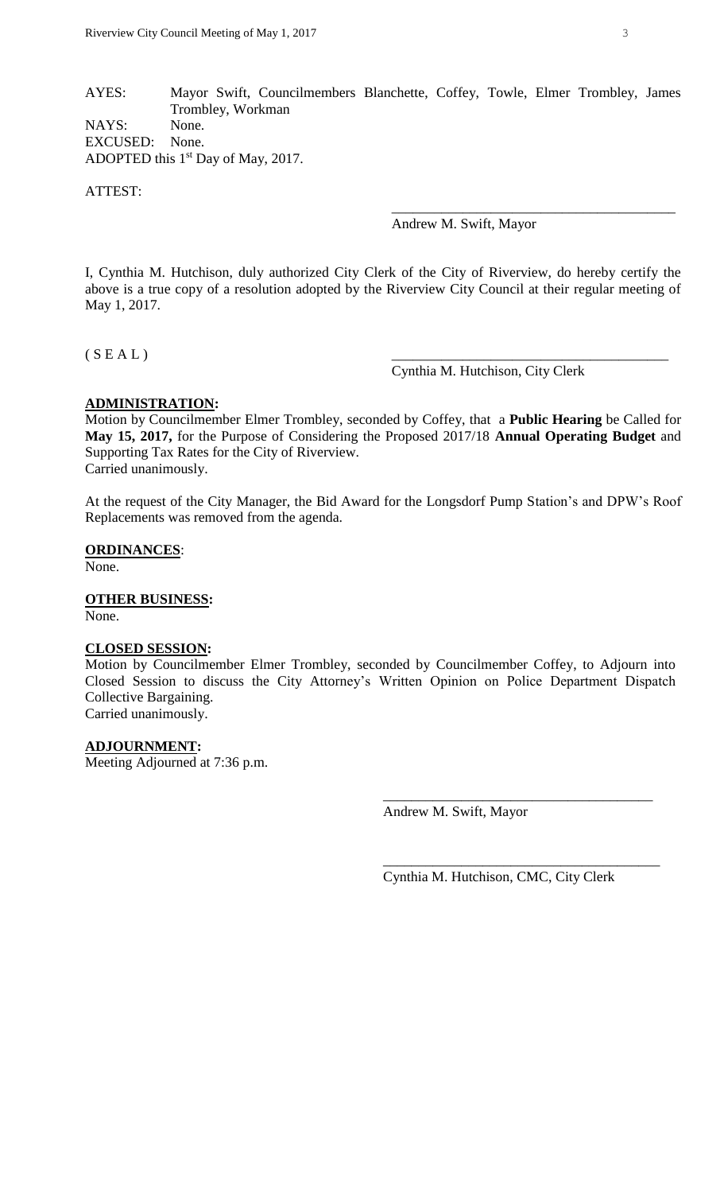AYES: Mayor Swift, Councilmembers Blanchette, Coffey, Towle, Elmer Trombley, James Trombley, Workman
NAYS: None.
EXCUSED: None.
ADOPTED this 1st Day of May, 2017.

ATTEST:

\_\_\_\_\_\_\_\_\_\_\_\_\_\_\_\_\_\_\_\_\_\_\_\_\_\_\_\_\_\_\_\_\_\_\_\_\_\_\_\_
Andrew M. Swift, Mayor

I, Cynthia M. Hutchison, duly authorized City Clerk of the City of Riverview, do hereby certify the above is a true copy of a resolution adopted by the Riverview City Council at their regular meeting of May 1, 2017.

( S E A L )

\_\_\_\_\_\_\_\_\_\_\_\_\_\_\_\_\_\_\_\_\_\_\_\_\_\_\_\_\_\_\_\_\_\_\_\_\_\_\_\_
Cynthia M. Hutchison, City Clerk

**ADMINISTRATION:**

Motion by Councilmember Elmer Trombley, seconded by Coffey, that a **Public Hearing** be Called for **May 15, 2017,** for the Purpose of Considering the Proposed 2017/18 **Annual Operating Budget** and Supporting Tax Rates for the City of Riverview.
Carried unanimously.

At the request of the City Manager, the Bid Award for the Longsdorf Pump Station's and DPW's Roof Replacements was removed from the agenda.

**ORDINANCES**:

None.

**OTHER BUSINESS:**

None.

**CLOSED SESSION:**

Motion by Councilmember Elmer Trombley, seconded by Councilmember Coffey, to Adjourn into Closed Session to discuss the City Attorney's Written Opinion on Police Department Dispatch Collective Bargaining.
Carried unanimously.

**ADJOURNMENT:**

Meeting Adjourned at 7:36 p.m.

\_\_\_\_\_\_\_\_\_\_\_\_\_\_\_\_\_\_\_\_\_\_\_\_\_\_\_\_\_\_\_\_\_\_\_\_\_\_\_\_
Andrew M. Swift, Mayor

\_\_\_\_\_\_\_\_\_\_\_\_\_\_\_\_\_\_\_\_\_\_\_\_\_\_\_\_\_\_\_\_\_\_\_\_\_\_\_\_
Cynthia M. Hutchison, CMC, City Clerk